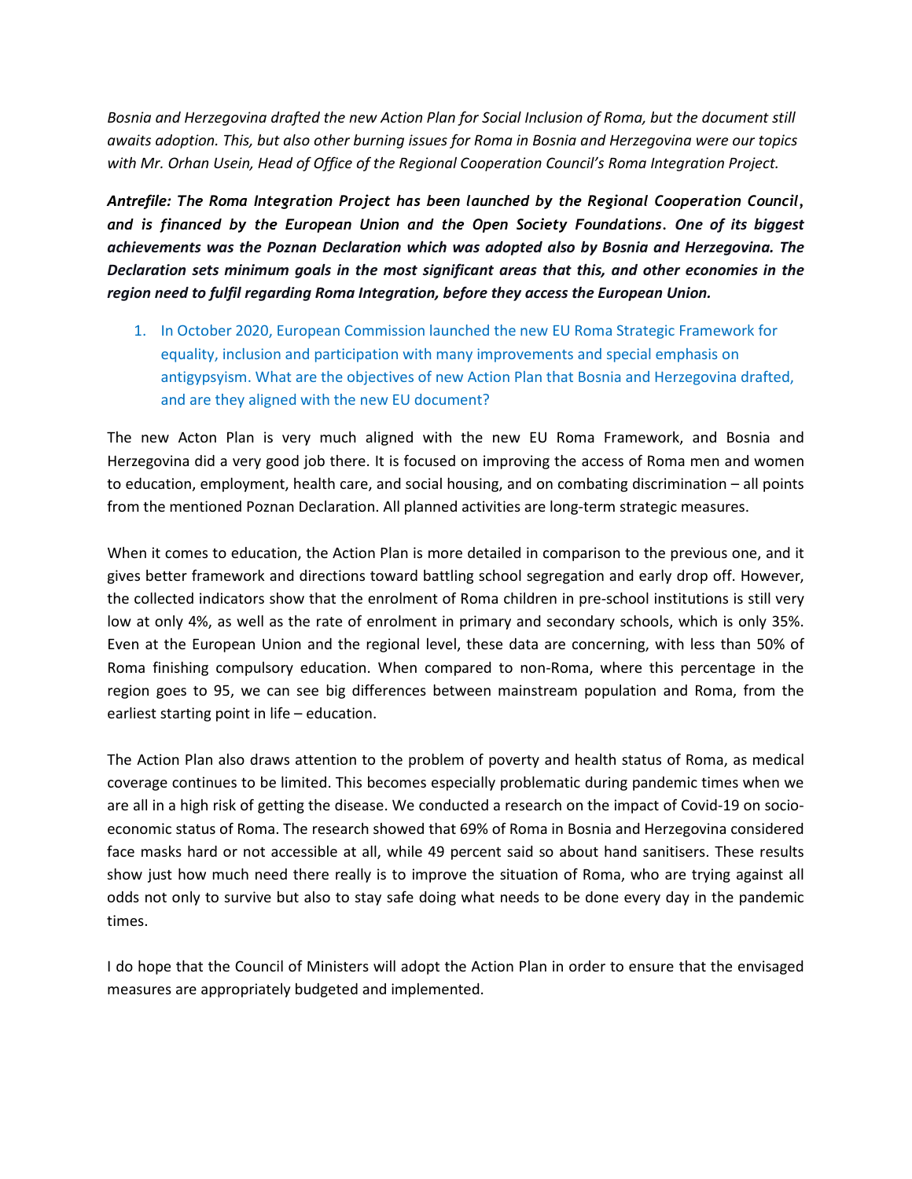*Bosnia and Herzegovina drafted the new Action Plan for Social Inclusion of Roma, but the document still awaits adoption. This, but also other burning issues for Roma in Bosnia and Herzegovina were our topics with Mr. Orhan Usein, Head of Office of the Regional Cooperation Council's Roma Integration Project.*

***Antrefile: The Roma Integration Project has been launched by the Regional Cooperation Council, and is financed by the European Union and the Open Society Foundations. One of its biggest achievements was the Poznan Declaration which was adopted also by Bosnia and Herzegovina. The Declaration sets minimum goals in the most significant areas that this, and other economies in the region need to fulfil regarding Roma Integration, before they access the European Union.***

1. In October 2020, European Commission launched the new EU Roma Strategic Framework for equality, inclusion and participation with many improvements and special emphasis on antigypsyism. What are the objectives of new Action Plan that Bosnia and Herzegovina drafted, and are they aligned with the new EU document?

The new Acton Plan is very much aligned with the new EU Roma Framework, and Bosnia and Herzegovina did a very good job there. It is focused on improving the access of Roma men and women to education, employment, health care, and social housing, and on combating discrimination – all points from the mentioned Poznan Declaration. All planned activities are long-term strategic measures.

When it comes to education, the Action Plan is more detailed in comparison to the previous one, and it gives better framework and directions toward battling school segregation and early drop off. However, the collected indicators show that the enrolment of Roma children in pre-school institutions is still very low at only 4%, as well as the rate of enrolment in primary and secondary schools, which is only 35%. Even at the European Union and the regional level, these data are concerning, with less than 50% of Roma finishing compulsory education. When compared to non-Roma, where this percentage in the region goes to 95, we can see big differences between mainstream population and Roma, from the earliest starting point in life – education.

The Action Plan also draws attention to the problem of poverty and health status of Roma, as medical coverage continues to be limited. This becomes especially problematic during pandemic times when we are all in a high risk of getting the disease. We conducted a research on the impact of Covid-19 on socio-economic status of Roma. The research showed that 69% of Roma in Bosnia and Herzegovina considered face masks hard or not accessible at all, while 49 percent said so about hand sanitisers. These results show just how much need there really is to improve the situation of Roma, who are trying against all odds not only to survive but also to stay safe doing what needs to be done every day in the pandemic times.

I do hope that the Council of Ministers will adopt the Action Plan in order to ensure that the envisaged measures are appropriately budgeted and implemented.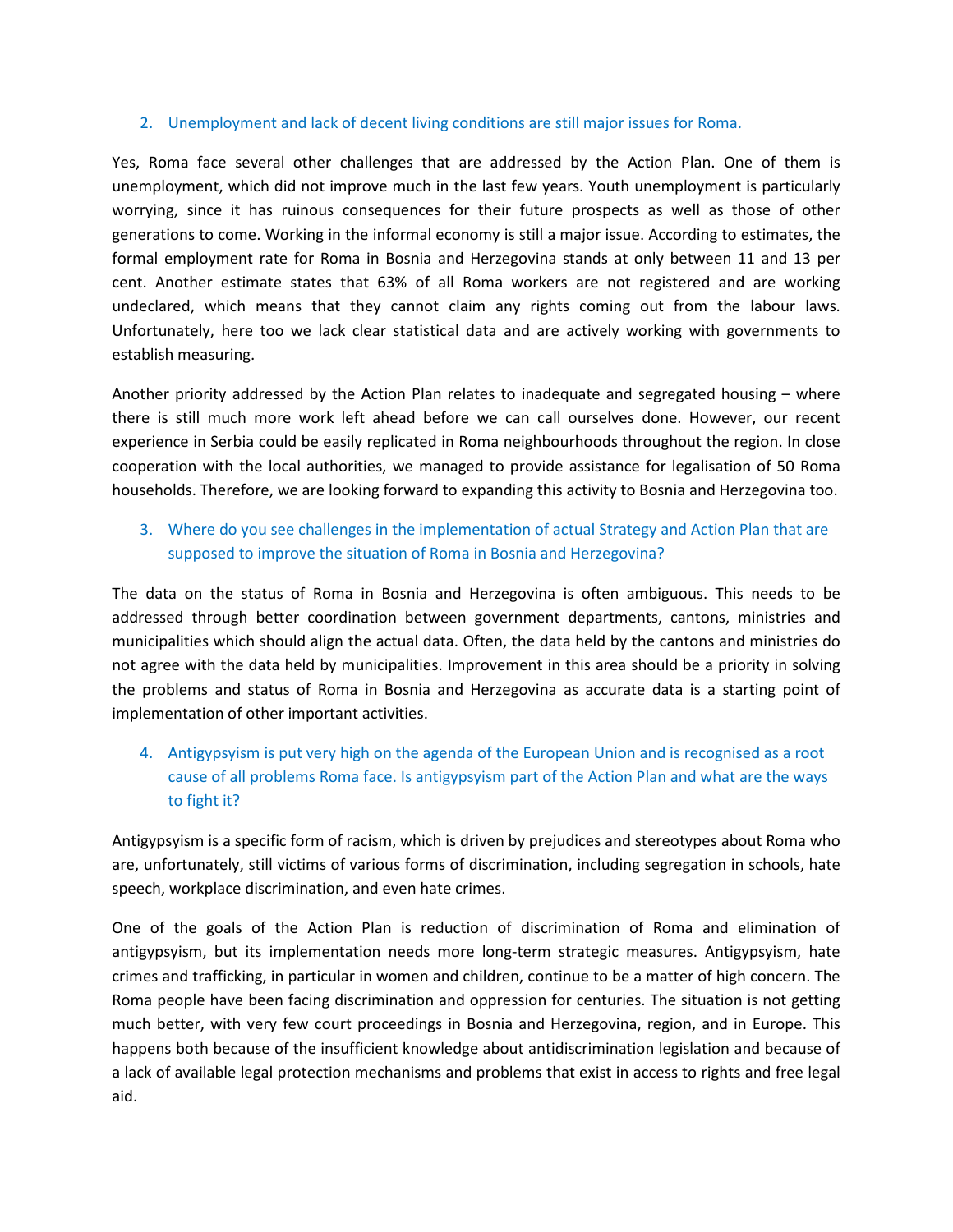2. Unemployment and lack of decent living conditions are still major issues for Roma.

Yes, Roma face several other challenges that are addressed by the Action Plan. One of them is unemployment, which did not improve much in the last few years. Youth unemployment is particularly worrying, since it has ruinous consequences for their future prospects as well as those of other generations to come. Working in the informal economy is still a major issue. According to estimates, the formal employment rate for Roma in Bosnia and Herzegovina stands at only between 11 and 13 per cent. Another estimate states that 63% of all Roma workers are not registered and are working undeclared, which means that they cannot claim any rights coming out from the labour laws. Unfortunately, here too we lack clear statistical data and are actively working with governments to establish measuring.

Another priority addressed by the Action Plan relates to inadequate and segregated housing – where there is still much more work left ahead before we can call ourselves done. However, our recent experience in Serbia could be easily replicated in Roma neighbourhoods throughout the region. In close cooperation with the local authorities, we managed to provide assistance for legalisation of 50 Roma households. Therefore, we are looking forward to expanding this activity to Bosnia and Herzegovina too.

3. Where do you see challenges in the implementation of actual Strategy and Action Plan that are supposed to improve the situation of Roma in Bosnia and Herzegovina?

The data on the status of Roma in Bosnia and Herzegovina is often ambiguous. This needs to be addressed through better coordination between government departments, cantons, ministries and municipalities which should align the actual data. Often, the data held by the cantons and ministries do not agree with the data held by municipalities. Improvement in this area should be a priority in solving the problems and status of Roma in Bosnia and Herzegovina as accurate data is a starting point of implementation of other important activities.

4. Antigypsyism is put very high on the agenda of the European Union and is recognised as a root cause of all problems Roma face. Is antigypsyism part of the Action Plan and what are the ways to fight it?

Antigypsyism is a specific form of racism, which is driven by prejudices and stereotypes about Roma who are, unfortunately, still victims of various forms of discrimination, including segregation in schools, hate speech, workplace discrimination, and even hate crimes.

One of the goals of the Action Plan is reduction of discrimination of Roma and elimination of antigypsyism, but its implementation needs more long-term strategic measures. Antigypsyism, hate crimes and trafficking, in particular in women and children, continue to be a matter of high concern. The Roma people have been facing discrimination and oppression for centuries. The situation is not getting much better, with very few court proceedings in Bosnia and Herzegovina, region, and in Europe. This happens both because of the insufficient knowledge about antidiscrimination legislation and because of a lack of available legal protection mechanisms and problems that exist in access to rights and free legal aid.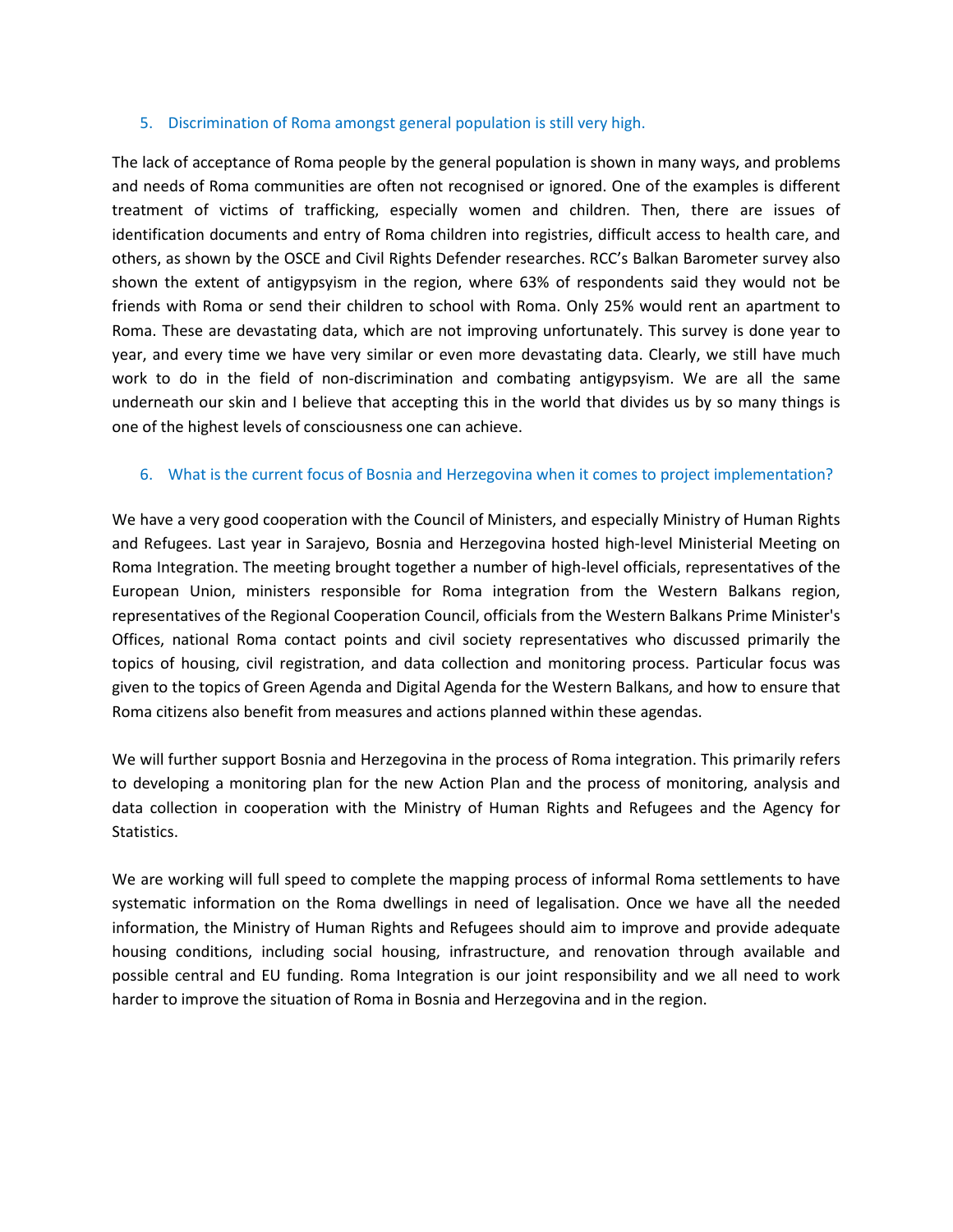## 5. Discrimination of Roma amongst general population is still very high.

The lack of acceptance of Roma people by the general population is shown in many ways, and problems and needs of Roma communities are often not recognised or ignored. One of the examples is different treatment of victims of trafficking, especially women and children. Then, there are issues of identification documents and entry of Roma children into registries, difficult access to health care, and others, as shown by the OSCE and Civil Rights Defender researches. RCC's Balkan Barometer survey also shown the extent of antigypsyism in the region, where 63% of respondents said they would not be friends with Roma or send their children to school with Roma. Only 25% would rent an apartment to Roma. These are devastating data, which are not improving unfortunately. This survey is done year to year, and every time we have very similar or even more devastating data. Clearly, we still have much work to do in the field of non-discrimination and combating antigypsyism. We are all the same underneath our skin and I believe that accepting this in the world that divides us by so many things is one of the highest levels of consciousness one can achieve.

## 6. What is the current focus of Bosnia and Herzegovina when it comes to project implementation?

We have a very good cooperation with the Council of Ministers, and especially Ministry of Human Rights and Refugees. Last year in Sarajevo, Bosnia and Herzegovina hosted high-level Ministerial Meeting on Roma Integration. The meeting brought together a number of high-level officials, representatives of the European Union, ministers responsible for Roma integration from the Western Balkans region, representatives of the Regional Cooperation Council, officials from the Western Balkans Prime Minister's Offices, national Roma contact points and civil society representatives who discussed primarily the topics of housing, civil registration, and data collection and monitoring process. Particular focus was given to the topics of Green Agenda and Digital Agenda for the Western Balkans, and how to ensure that Roma citizens also benefit from measures and actions planned within these agendas.

We will further support Bosnia and Herzegovina in the process of Roma integration. This primarily refers to developing a monitoring plan for the new Action Plan and the process of monitoring, analysis and data collection in cooperation with the Ministry of Human Rights and Refugees and the Agency for Statistics.

We are working will full speed to complete the mapping process of informal Roma settlements to have systematic information on the Roma dwellings in need of legalisation. Once we have all the needed information, the Ministry of Human Rights and Refugees should aim to improve and provide adequate housing conditions, including social housing, infrastructure, and renovation through available and possible central and EU funding. Roma Integration is our joint responsibility and we all need to work harder to improve the situation of Roma in Bosnia and Herzegovina and in the region.